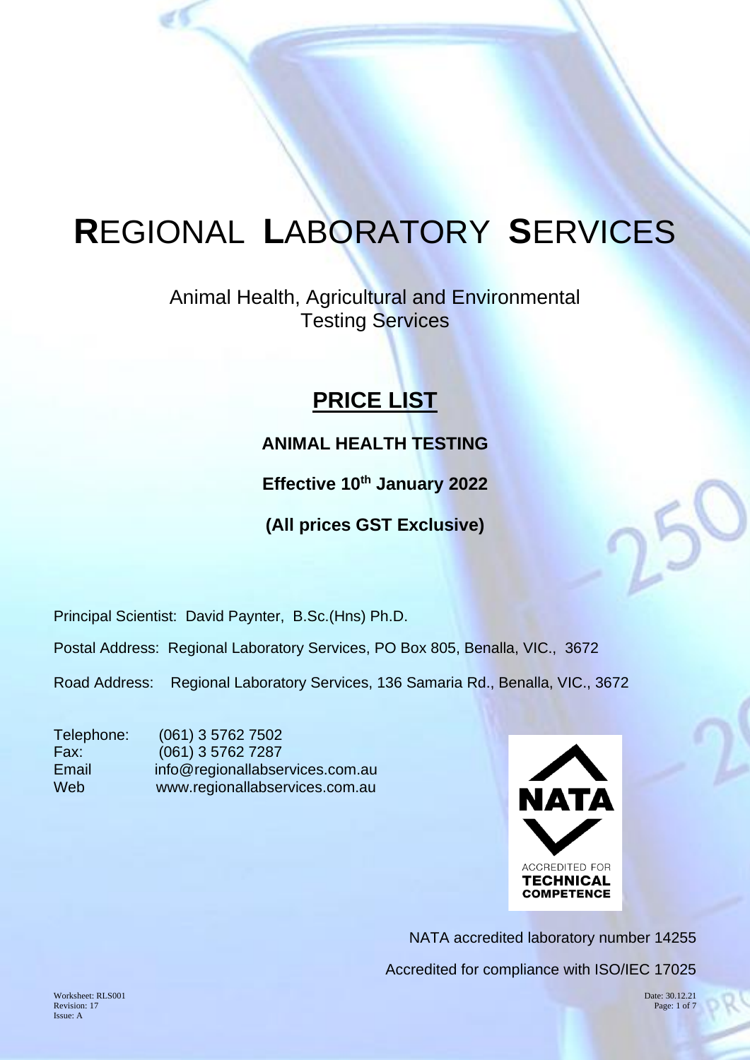# **R**EGIONAL **L**ABORATORY **S**ERVICES

Animal Health, Agricultural and Environmental Testing Services

## PRICE LIST

**ANIMAL HEALTH TESTING**

**Effective 10th January 2022**

**(All prices GST Exclusive)**

Principal Scientist: David Paynter, B.Sc.(Hns) Ph.D.

Postal Address: Regional Laboratory Services, PO Box 805, Benalla, VIC., 3672

Road Address: Regional Laboratory Services, 136 Samaria Rd., Benalla, VIC., 3672

Telephone: (061) 3 5762 7502
Fax: (061) 3 5762 7287
Email info@regionallabservices.com.au
Web www.regionallabservices.com.au

NATA ACCREDITED FOR TECHNICAL COMPETENCE

NATA accredited laboratory number 14255

Accredited for compliance with ISO/IEC 17025

Worksheet: RLS001
Revision: 17
Issue: A

Date: 30.12.21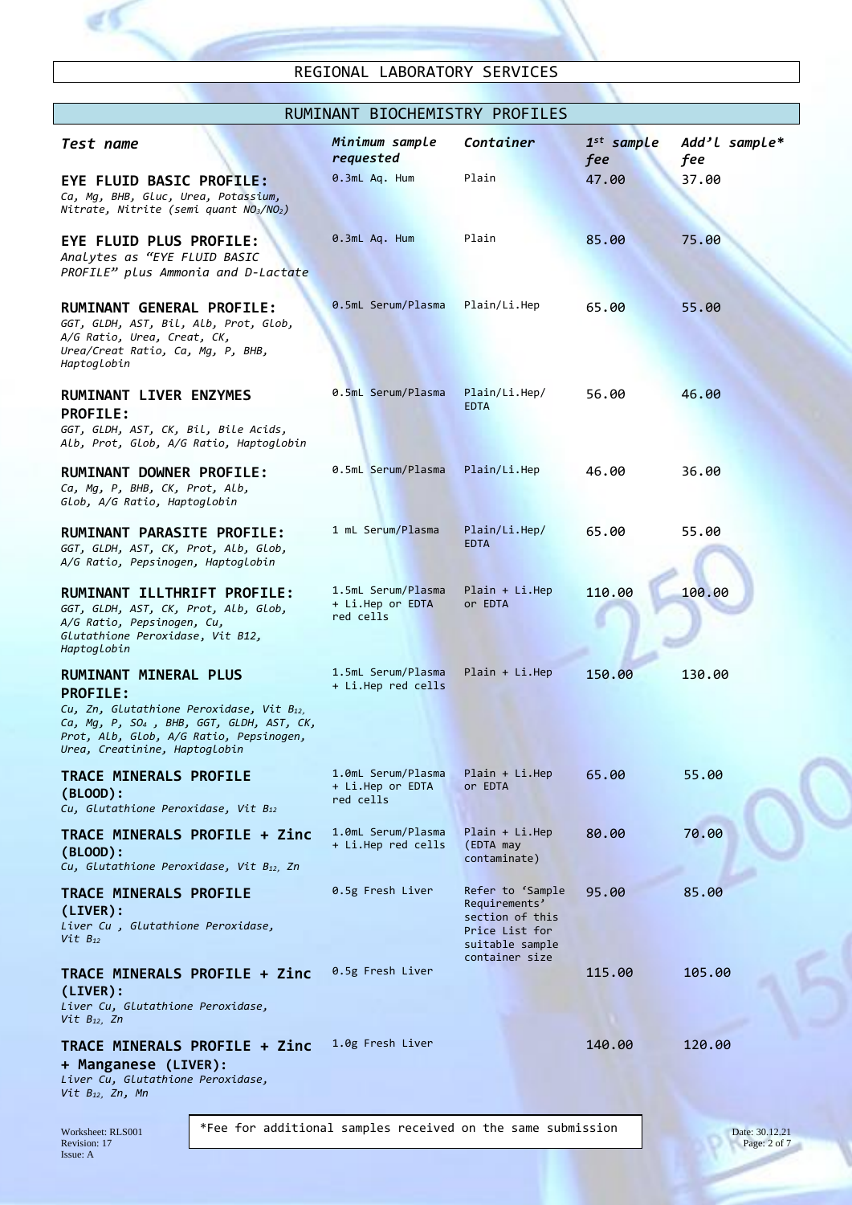# REGIONAL LABORATORY SERVICES

## RUMINANT BIOCHEMISTRY PROFILES

| *Test name* | *Minimum sample requested* | *Container* | *1st sample fee* | *Add'l sample* fee* |
|---|---|---|---|---|
| **EYE FLUID BASIC PROFILE:** *Ca, Mg, BHB, Gluc, Urea, Potassium, Nitrate, Nitrite (semi quant $NO_3$/$NO_2$)* | 0.3mL Aq. Hum | Plain | 47.00 | 37.00 |
| **EYE FLUID PLUS PROFILE:** *Analytes as "EYE FLUID BASIC PROFILE" plus Ammonia and D-Lactate* | 0.3mL Aq. Hum | Plain | 85.00 | 75.00 |
| **RUMINANT GENERAL PROFILE:** *GGT, GLDH, AST, Bil, Alb, Prot, Glob, A/G Ratio, Urea, Creat, CK, Urea/Creat Ratio, Ca, Mg, P, BHB, Haptoglobin* | 0.5mL Serum/Plasma | Plain/Li.Hep | 65.00 | 55.00 |
| **RUMINANT LIVER ENZYMES PROFILE:** *GGT, GLDH, AST, CK, Bil, Bile Acids, Alb, Prot, Glob, A/G Ratio, Haptoglobin* | 0.5mL Serum/Plasma | Plain/Li.Hep/ EDTA | 56.00 | 46.00 |
| **RUMINANT DOWNER PROFILE:** *Ca, Mg, P, BHB, CK, Prot, Alb, Glob, A/G Ratio, Haptoglobin* | 0.5mL Serum/Plasma | Plain/Li.Hep | 46.00 | 36.00 |
| **RUMINANT PARASITE PROFILE:** *GGT, GLDH, AST, CK, Prot, Alb, Glob, A/G Ratio, Pepsinogen, Haptoglobin* | 1 mL Serum/Plasma | Plain/Li.Hep/ EDTA | 65.00 | 55.00 |
| **RUMINANT ILLTHRIFT PROFILE:** *GGT, GLDH, AST, CK, Prot, Alb, Glob, A/G Ratio, Pepsinogen, Cu, Glutathione Peroxidase, Vit B12, Haptoglobin* | 1.5mL Serum/Plasma + Li.Hep or EDTA red cells | Plain + Li.Hep or EDTA | 110.00 | 100.00 |
| **RUMINANT MINERAL PLUS PROFILE:** *Cu, Zn, Glutathione Peroxidase, Vit $B_{12}$, Ca, Mg, P, $SO_4$ , BHB, GGT, GLDH, AST, CK, Prot, Alb, Glob, A/G Ratio, Pepsinogen, Urea, Creatinine, Haptoglobin* | 1.5mL Serum/Plasma + Li.Hep red cells | Plain + Li.Hep | 150.00 | 130.00 |
| **TRACE MINERALS PROFILE (BLOOD):** *Cu, Glutathione Peroxidase, Vit $B_{12}$* | 1.0mL Serum/Plasma + Li.Hep or EDTA red cells | Plain + Li.Hep or EDTA | 65.00 | 55.00 |
| **TRACE MINERALS PROFILE + Zinc (BLOOD):** *Cu, Glutathione Peroxidase, Vit $B_{12}$, Zn* | 1.0mL Serum/Plasma + Li.Hep red cells | Plain + Li.Hep (EDTA may contaminate) | 80.00 | 70.00 |
| **TRACE MINERALS PROFILE (LIVER):** *Liver Cu , Glutathione Peroxidase, Vit $B_{12}$* | 0.5g Fresh Liver | Refer to 'Sample Requirements' section of this Price List for suitable sample container size | 95.00 | 85.00 |
| **TRACE MINERALS PROFILE + Zinc (LIVER):** *Liver Cu, Glutathione Peroxidase, Vit $B_{12}$, Zn* | 0.5g Fresh Liver | | 115.00 | 105.00 |
| **TRACE MINERALS PROFILE + Zinc + Manganese (LIVER):** *Liver Cu, Glutathione Peroxidase, Vit $B_{12}$, Zn, Mn* | 1.0g Fresh Liver | | 140.00 | 120.00 |

*Fee for additional samples received on the same submission

Worksheet: RLS001
Revision: 17
Issue: A

Date: 30.12.21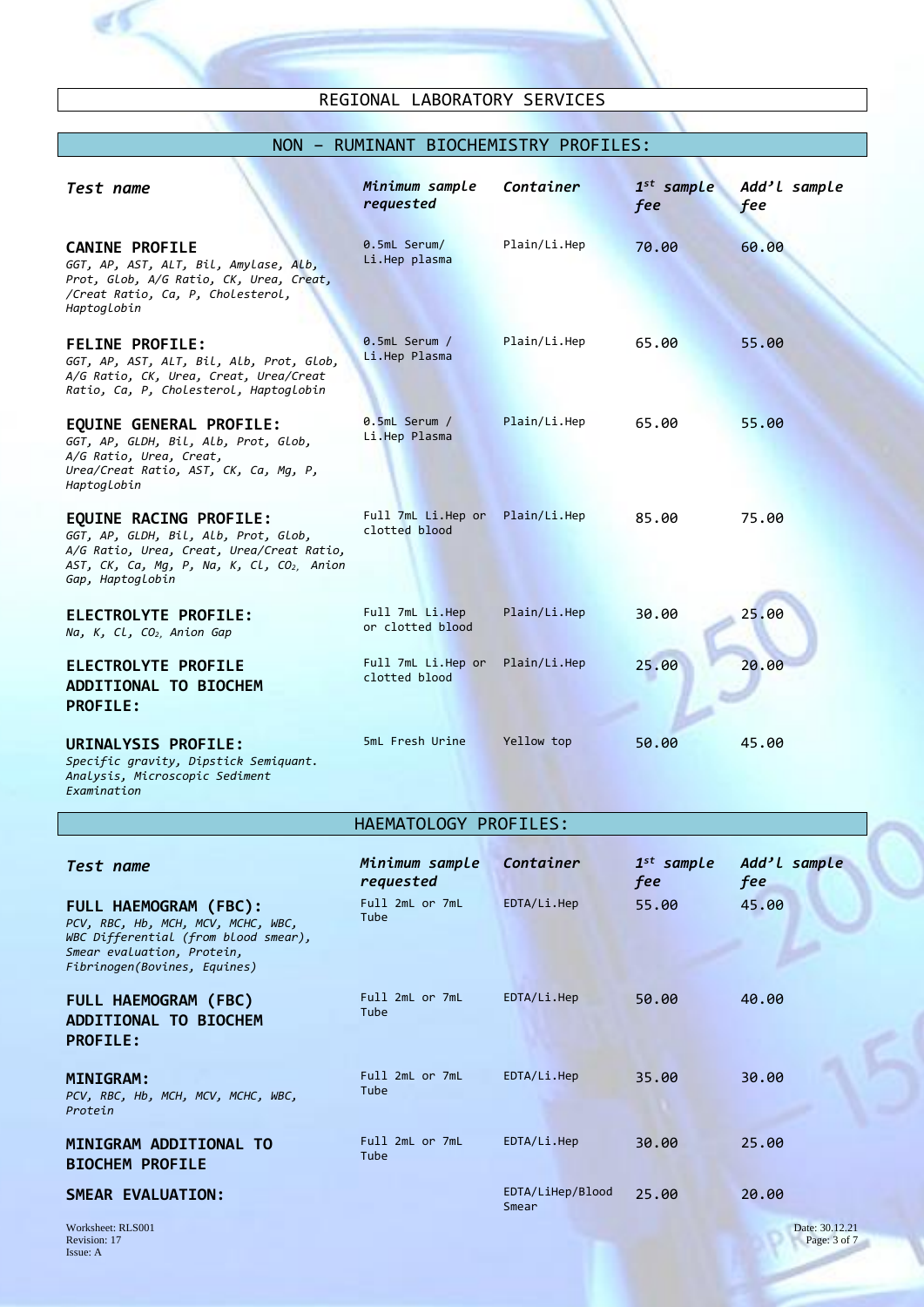# REGIONAL LABORATORY SERVICES

## NON – RUMINANT BIOCHEMISTRY PROFILES:

| *Test name* | *Minimum sample requested* | *Container* | *1st sample fee* | *Add'l sample fee* |
|---|---|---|---|---|
| **CANINE PROFILE**<br>*GGT, AP, AST, ALT, Bil, Amylase, Alb, Prot, Glob, A/G Ratio, CK, Urea, Creat, /Creat Ratio, Ca, P, Cholesterol, Haptoglobin* | 0.5mL Serum/ Li.Hep plasma | Plain/Li.Hep | 70.00 | 60.00 |
| **FELINE PROFILE:**<br>*GGT, AP, AST, ALT, Bil, Alb, Prot, Glob, A/G Ratio, CK, Urea, Creat, Urea/Creat Ratio, Ca, P, Cholesterol, Haptoglobin* | 0.5mL Serum / Li.Hep Plasma | Plain/Li.Hep | 65.00 | 55.00 |
| **EQUINE GENERAL PROFILE:**<br>*GGT, AP, GLDH, Bil, Alb, Prot, Glob, A/G Ratio, Urea, Creat, Urea/Creat Ratio, AST, CK, Ca, Mg, P, Haptoglobin* | 0.5mL Serum / Li.Hep Plasma | Plain/Li.Hep | 65.00 | 55.00 |
| **EQUINE RACING PROFILE:**<br>*GGT, AP, GLDH, Bil, Alb, Prot, Glob, A/G Ratio, Urea, Creat, Urea/Creat Ratio, AST, CK, Ca, Mg, P, Na, K, Cl, $CO_2$, Anion Gap, Haptoglobin* | Full 7mL Li.Hep or clotted blood | Plain/Li.Hep | 85.00 | 75.00 |
| **ELECTROLYTE PROFILE:**<br>*Na, K, Cl, $CO_2$, Anion Gap* | Full 7mL Li.Hep or clotted blood | Plain/Li.Hep | 30.00 | 25.00 |
| **ELECTROLYTE PROFILE ADDITIONAL TO BIOCHEM PROFILE:** | Full 7mL Li.Hep or clotted blood | Plain/Li.Hep | 25.00 | 20.00 |
| **URINALYSIS PROFILE:**<br>*Specific gravity, Dipstick Semiquant. Analysis, Microscopic Sediment Examination* | 5mL Fresh Urine | Yellow top | 50.00 | 45.00 |

## HAEMATOLOGY PROFILES:

| *Test name* | *Minimum sample requested* | *Container* | *1st sample fee* | *Add'l sample fee* |
|---|---|---|---|---|
| **FULL HAEMOGRAM (FBC):**<br>*PCV, RBC, Hb, MCH, MCV, MCHC, WBC, WBC Differential (from blood smear), Smear evaluation, Protein, Fibrinogen(Bovines, Equines)* | Full 2mL or 7mL Tube | EDTA/Li.Hep | 55.00 | 45.00 |
| **FULL HAEMOGRAM (FBC) ADDITIONAL TO BIOCHEM PROFILE:** | Full 2mL or 7mL Tube | EDTA/Li.Hep | 50.00 | 40.00 |
| **MINIGRAM:**<br>*PCV, RBC, Hb, MCH, MCV, MCHC, WBC, Protein* | Full 2mL or 7mL Tube | EDTA/Li.Hep | 35.00 | 30.00 |
| **MINIGRAM ADDITIONAL TO BIOCHEM PROFILE** | Full 2mL or 7mL Tube | EDTA/Li.Hep | 30.00 | 25.00 |
| **SMEAR EVALUATION:** | | EDTA/LiHep/Blood Smear | 25.00 | 20.00 |

Worksheet: RLS001
Revision: 17
Issue: A

Date: 30.12.21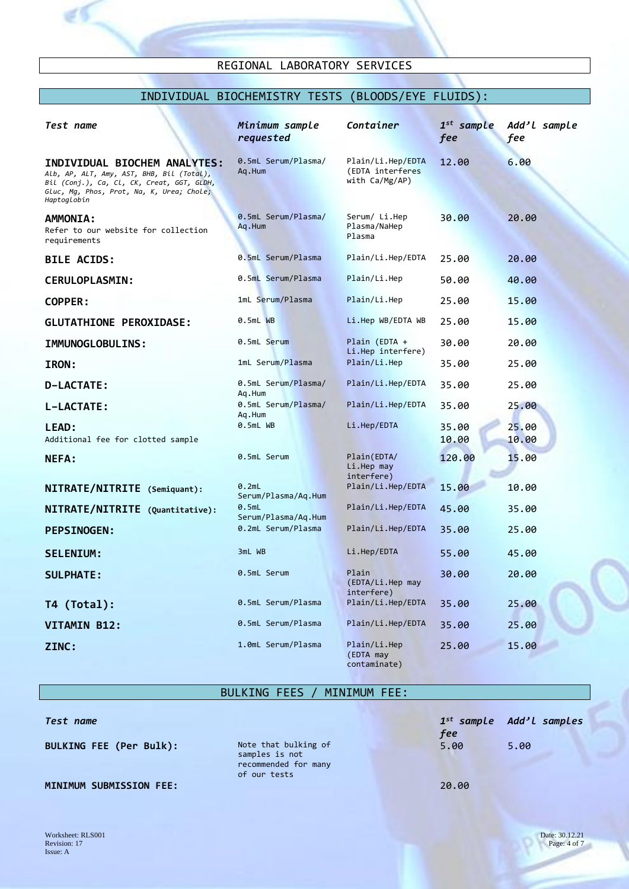# REGIONAL LABORATORY SERVICES

## INDIVIDUAL BIOCHEMISTRY TESTS (BLOODS/EYE FLUIDS):

| *Test name* | *Minimum sample requested* | *Container* | *1st sample fee* | *Add'l sample fee* |
|---|---|---|---|---|
| **INDIVIDUAL BIOCHEM ANALYTES:** *Alb, AP, ALT, Amy, AST, BHB, Bil (Total), Bil (Conj.), Ca, Cl, CK, Creat, GGT, GLDH, Gluc, Mg, Phos, Prot, Na, K, Urea; Chole; Haptoglobin* | 0.5mL Serum/Plasma/ Aq.Hum | Plain/Li.Hep/EDTA (EDTA interferes with Ca/Mg/AP) | 12.00 | 6.00 |
| **AMMONIA:** Refer to our website for collection requirements | 0.5mL Serum/Plasma/ Aq.Hum | Serum/ Li.Hep Plasma/NaHep Plasma | 30.00 | 20.00 |
| **BILE ACIDS:** | 0.5mL Serum/Plasma | Plain/Li.Hep/EDTA | 25.00 | 20.00 |
| **CERULOPLASMIN:** | 0.5mL Serum/Plasma | Plain/Li.Hep | 50.00 | 40.00 |
| **COPPER:** | 1mL Serum/Plasma | Plain/Li.Hep | 25.00 | 15.00 |
| **GLUTATHIONE PEROXIDASE:** | 0.5mL WB | Li.Hep WB/EDTA WB | 25.00 | 15.00 |
| **IMMUNOGLOBULINS:** | 0.5mL Serum | Plain (EDTA + Li.Hep interfere) | 30.00 | 20.00 |
| **IRON:** | 1mL Serum/Plasma | Plain/Li.Hep | 35.00 | 25.00 |
| **D-LACTATE:** | 0.5mL Serum/Plasma/ Aq.Hum | Plain/Li.Hep/EDTA | 35.00 | 25.00 |
| **L-LACTATE:** | 0.5mL Serum/Plasma/ Aq.Hum | Plain/Li.Hep/EDTA | 35.00 | 25.00 |
| **LEAD:** | 0.5mL WB | Li.Hep/EDTA | 35.00 | 25.00 |
| Additional fee for clotted sample | | | 10.00 | 10.00 |
| **NEFA:** | 0.5mL Serum | Plain(EDTA/ Li.Hep may interfere) | 120.00 | 15.00 |
| **NITRATE/NITRITE (Semiquant):** | 0.2mL Serum/Plasma/Aq.Hum | Plain/Li.Hep/EDTA | 15.00 | 10.00 |
| **NITRATE/NITRITE (Quantitative):** | 0.5mL Serum/Plasma/Aq.Hum | Plain/Li.Hep/EDTA | 45.00 | 35.00 |
| **PEPSINOGEN:** | 0.2mL Serum/Plasma | Plain/Li.Hep/EDTA | 35.00 | 25.00 |
| **SELENIUM:** | 3mL WB | Li.Hep/EDTA | 55.00 | 45.00 |
| **SULPHATE:** | 0.5mL Serum | Plain (EDTA/Li.Hep may interfere) | 30.00 | 20.00 |
| **T4 (Total):** | 0.5mL Serum/Plasma | Plain/Li.Hep/EDTA | 35.00 | 25.00 |
| **VITAMIN B12:** | 0.5mL Serum/Plasma | Plain/Li.Hep/EDTA | 35.00 | 25.00 |
| **ZINC:** | 1.0mL Serum/Plasma | Plain/Li.Hep (EDTA may contaminate) | 25.00 | 15.00 |

## BULKING FEES / MINIMUM FEE:

| *Test name* | | *1st sample fee* | *Add'l samples* |
|---|---|---|---|
| **BULKING FEE (Per Bulk):** | Note that bulking of samples is not recommended for many of our tests | 5.00 | 5.00 |
| **MINIMUM SUBMISSION FEE:** | | 20.00 | |

Worksheet: RLS001
Revision: 17
Issue: A

Date: 30.12.21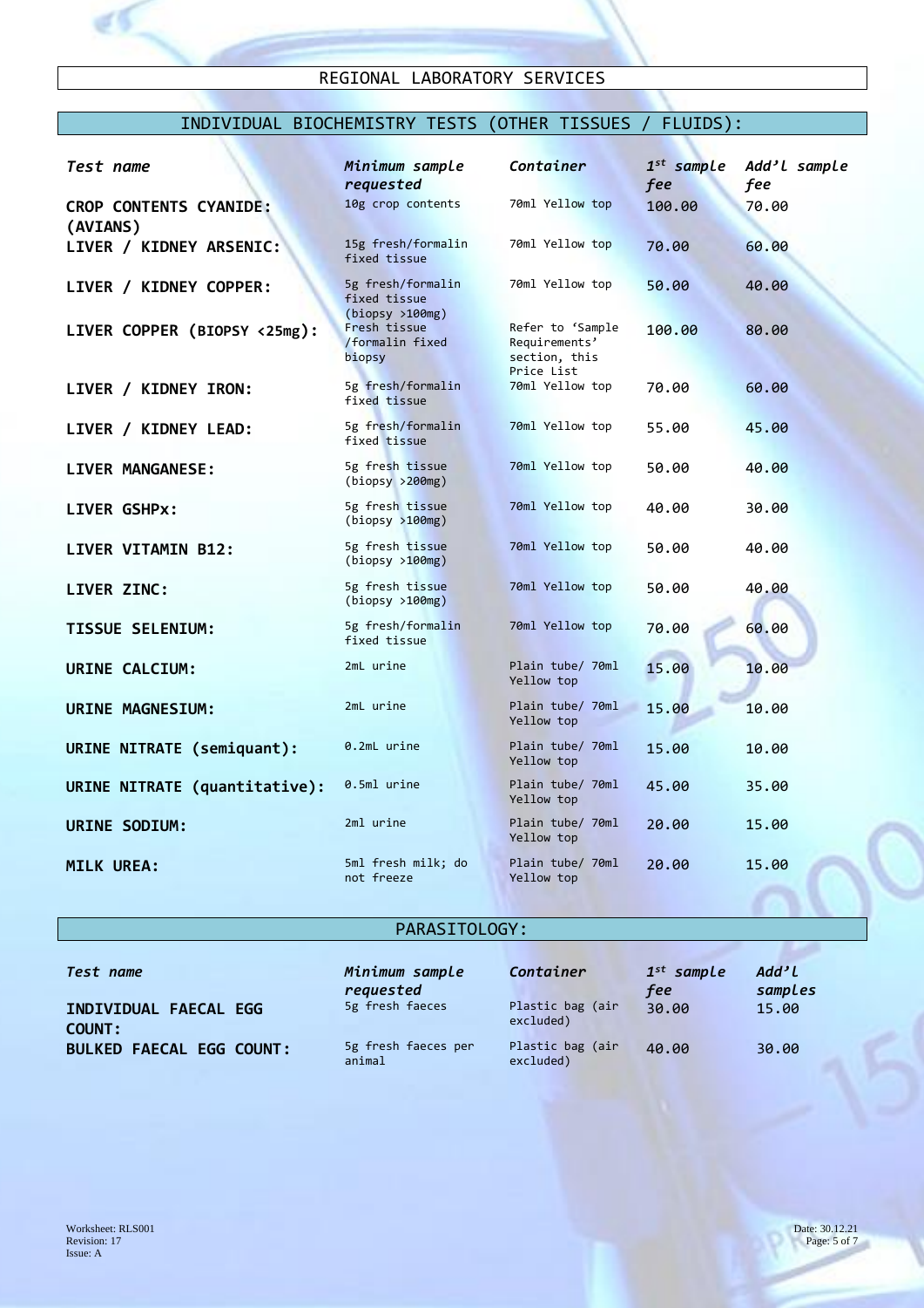# REGIONAL LABORATORY SERVICES

## INDIVIDUAL BIOCHEMISTRY TESTS (OTHER TISSUES / FLUIDS):

| *Test name* | *Minimum sample requested* | *Container* | *1st sample fee* | *Add'l sample fee* |
|---|---|---|---|---|
| **CROP CONTENTS CYANIDE: (AVIANS)** | 10g crop contents | 70ml Yellow top | 100.00 | 70.00 |
| **LIVER / KIDNEY ARSENIC:** | 15g fresh/formalin fixed tissue | 70ml Yellow top | 70.00 | 60.00 |
| **LIVER / KIDNEY COPPER:** | 5g fresh/formalin fixed tissue (biopsy >100mg) | 70ml Yellow top | 50.00 | 40.00 |
| **LIVER COPPER (BIOPSY <25mg):** | Fresh tissue /formalin fixed biopsy | Refer to 'Sample Requirements' section, this Price List | 100.00 | 80.00 |
| **LIVER / KIDNEY IRON:** | 5g fresh/formalin fixed tissue | 70ml Yellow top | 70.00 | 60.00 |
| **LIVER / KIDNEY LEAD:** | 5g fresh/formalin fixed tissue | 70ml Yellow top | 55.00 | 45.00 |
| **LIVER MANGANESE:** | 5g fresh tissue (biopsy >200mg) | 70ml Yellow top | 50.00 | 40.00 |
| **LIVER GSHPx:** | 5g fresh tissue (biopsy >100mg) | 70ml Yellow top | 40.00 | 30.00 |
| **LIVER VITAMIN B12:** | 5g fresh tissue (biopsy >100mg) | 70ml Yellow top | 50.00 | 40.00 |
| **LIVER ZINC:** | 5g fresh tissue (biopsy >100mg) | 70ml Yellow top | 50.00 | 40.00 |
| **TISSUE SELENIUM:** | 5g fresh/formalin fixed tissue | 70ml Yellow top | 70.00 | 60.00 |
| **URINE CALCIUM:** | 2mL urine | Plain tube/ 70ml Yellow top | 15.00 | 10.00 |
| **URINE MAGNESIUM:** | 2mL urine | Plain tube/ 70ml Yellow top | 15.00 | 10.00 |
| **URINE NITRATE (semiquant):** | 0.2mL urine | Plain tube/ 70ml Yellow top | 15.00 | 10.00 |
| **URINE NITRATE (quantitative):** | 0.5ml urine | Plain tube/ 70ml Yellow top | 45.00 | 35.00 |
| **URINE SODIUM:** | 2ml urine | Plain tube/ 70ml Yellow top | 20.00 | 15.00 |
| **MILK UREA:** | 5ml fresh milk; do not freeze | Plain tube/ 70ml Yellow top | 20.00 | 15.00 |

## PARASITOLOGY:

| *Test name* | *Minimum sample requested* | *Container* | *1st sample fee* | *Add'l samples* |
|---|---|---|---|---|
| **INDIVIDUAL FAECAL EGG COUNT:** | 5g fresh faeces | Plastic bag (air excluded) | 30.00 | 15.00 |
| **BULKED FAECAL EGG COUNT:** | 5g fresh faeces per animal | Plastic bag (air excluded) | 40.00 | 30.00 |

Worksheet: RLS001
Revision: 17
Issue: A

Date: 30.12.21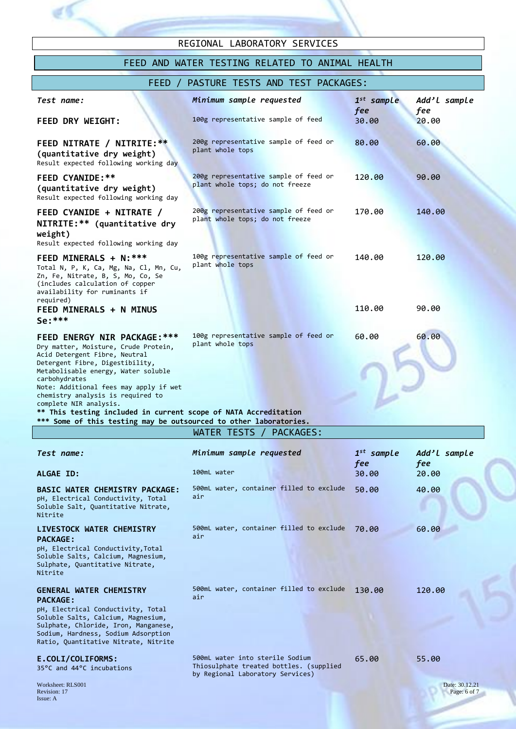# REGIONAL LABORATORY SERVICES

## FEED AND WATER TESTING RELATED TO ANIMAL HEALTH

### FEED / PASTURE TESTS AND TEST PACKAGES:

| *Test name:* | *Minimum sample requested* | *1st sample fee* | *Add'l sample fee* |
|---|---|---|---|
| **FEED DRY WEIGHT:** | 100g representative sample of feed | 30.00 | 20.00 |
| **FEED NITRATE / NITRITE:\*\* (quantitative dry weight)** Result expected following working day | 200g representative sample of feed or plant whole tops | 80.00 | 60.00 |
| **FEED CYANIDE:\*\* (quantitative dry weight)** Result expected following working day | 200g representative sample of feed or plant whole tops; do not freeze | 120.00 | 90.00 |
| **FEED CYANIDE + NITRATE / NITRITE:\*\* (quantitative dry weight)** Result expected following working day | 200g representative sample of feed or plant whole tops; do not freeze | 170.00 | 140.00 |
| **FEED MINERALS + N:\*\*\*** Total N, P, K, Ca, Mg, Na, Cl, Mn, Cu, Zn, Fe, Nitrate, B, S, Mo, Co, Se (includes calculation of copper availability for ruminants if required) | 100g representative sample of feed or plant whole tops | 140.00 | 120.00 |
| **FEED MINERALS + N MINUS Se:\*\*\*** | | 110.00 | 90.00 |
| **FEED ENERGY NIR PACKAGE:\*\*\*** Dry matter, Moisture, Crude Protein, Acid Detergent Fibre, Neutral Detergent Fibre, Digestibility, Metabolisable energy, Water soluble carbohydrates. Note: Additional fees may apply if wet chemistry analysis is required to complete NIR analysis. | 100g representative sample of feed or plant whole tops | 60.00 | 60.00 |

**\*\* This testing included in current scope of NATA Accreditation**
**\*\*\* Some of this testing may be outsourced to other laboratories.**

### WATER TESTS / PACKAGES:

| *Test name:* | *Minimum sample requested* | *1st sample fee* | *Add'l sample fee* |
|---|---|---|---|
| **ALGAE ID:** | 100mL water | 30.00 | 20.00 |
| **BASIC WATER CHEMISTRY PACKAGE:** pH, Electrical Conductivity, Total Soluble Salt, Quantitative Nitrate, Nitrite | 500mL water, container filled to exclude air | 50.00 | 40.00 |
| **LIVESTOCK WATER CHEMISTRY PACKAGE:** pH, Electrical Conductivity, Total Soluble Salts, Calcium, Magnesium, Sulphate, Quantitative Nitrate, Nitrite | 500mL water, container filled to exclude air | 70.00 | 60.00 |
| **GENERAL WATER CHEMISTRY PACKAGE:** pH, Electrical Conductivity, Total Soluble Salts, Calcium, Magnesium, Sulphate, Chloride, Iron, Manganese, Sodium, Hardness, Sodium Adsorption Ratio, Quantitative Nitrate, Nitrite | 500mL water, container filled to exclude air | 130.00 | 120.00 |
| **E.COLI/COLIFORMS:** 35°C and 44°C incubations | 500mL water into sterile Sodium Thiosulphate treated bottles. (supplied by Regional Laboratory Services) | 65.00 | 55.00 |

Worksheet: RLS001
Revision: 17
Issue: A

Date: 30.12.21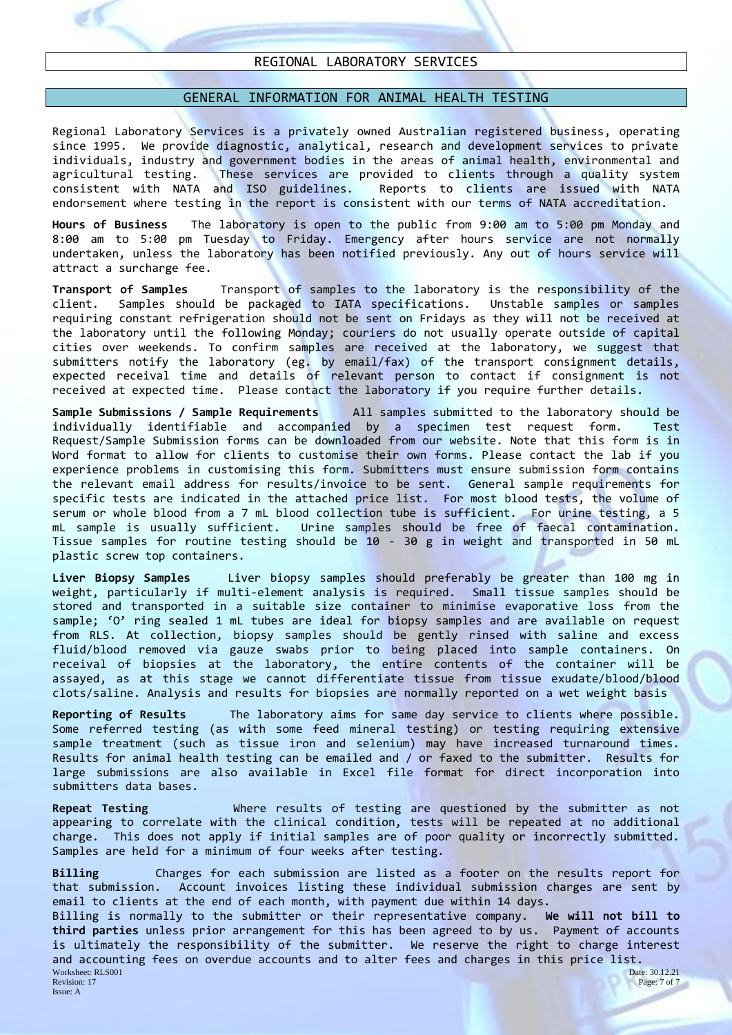# REGIONAL LABORATORY SERVICES

## GENERAL INFORMATION FOR ANIMAL HEALTH TESTING

Regional Laboratory Services is a privately owned Australian registered business, operating since 1995. We provide diagnostic, analytical, research and development services to private individuals, industry and government bodies in the areas of animal health, environmental and agricultural testing. These services are provided to clients through a quality system consistent with NATA and ISO guidelines. Reports to clients are issued with NATA endorsement where testing in the report is consistent with our terms of NATA accreditation.

**Hours of Business** The laboratory is open to the public from 9:00 am to 5:00 pm Monday and 8:00 am to 5:00 pm Tuesday to Friday. Emergency after hours service are not normally undertaken, unless the laboratory has been notified previously. Any out of hours service will attract a surcharge fee.

**Transport of Samples** Transport of samples to the laboratory is the responsibility of the client. Samples should be packaged to IATA specifications. Unstable samples or samples requiring constant refrigeration should not be sent on Fridays as they will not be received at the laboratory until the following Monday; couriers do not usually operate outside of capital cities over weekends. To confirm samples are received at the laboratory, we suggest that submitters notify the laboratory (eg. by email/fax) of the transport consignment details, expected receival time and details of relevant person to contact if consignment is not received at expected time. Please contact the laboratory if you require further details.

**Sample Submissions / Sample Requirements** All samples submitted to the laboratory should be individually identifiable and accompanied by a specimen test request form. Test Request/Sample Submission forms can be downloaded from our website. Note that this form is in Word format to allow for clients to customise their own forms. Please contact the lab if you experience problems in customising this form. Submitters must ensure submission form contains the relevant email address for results/invoice to be sent. General sample requirements for specific tests are indicated in the attached price list. For most blood tests, the volume of serum or whole blood from a 7 mL blood collection tube is sufficient. For urine testing, a 5 mL sample is usually sufficient. Urine samples should be free of faecal contamination. Tissue samples for routine testing should be 10 - 30 g in weight and transported in 50 mL plastic screw top containers.

**Liver Biopsy Samples** Liver biopsy samples should preferably be greater than 100 mg in weight, particularly if multi-element analysis is required. Small tissue samples should be stored and transported in a suitable size container to minimise evaporative loss from the sample; 'O' ring sealed 1 mL tubes are ideal for biopsy samples and are available on request from RLS. At collection, biopsy samples should be gently rinsed with saline and excess fluid/blood removed via gauze swabs prior to being placed into sample containers. On receival of biopsies at the laboratory, the entire contents of the container will be assayed, as at this stage we cannot differentiate tissue from tissue exudate/blood/blood clots/saline. Analysis and results for biopsies are normally reported on a wet weight basis

**Reporting of Results** The laboratory aims for same day service to clients where possible. Some referred testing (as with some feed mineral testing) or testing requiring extensive sample treatment (such as tissue iron and selenium) may have increased turnaround times. Results for animal health testing can be emailed and / or faxed to the submitter. Results for large submissions are also available in Excel file format for direct incorporation into submitters data bases.

**Repeat Testing** Where results of testing are questioned by the submitter as not appearing to correlate with the clinical condition, tests will be repeated at no additional charge. This does not apply if initial samples are of poor quality or incorrectly submitted. Samples are held for a minimum of four weeks after testing.

**Billing** Charges for each submission are listed as a footer on the results report for that submission. Account invoices listing these individual submission charges are sent by email to clients at the end of each month, with payment due within 14 days.
Billing is normally to the submitter or their representative company. **We will not bill to third parties** unless prior arrangement for this has been agreed to by us. Payment of accounts is ultimately the responsibility of the submitter. We reserve the right to charge interest and accounting fees on overdue accounts and to alter fees and charges in this price list.

Worksheet: RLS001
Revision: 17
Issue: A
Date: 30.12.21